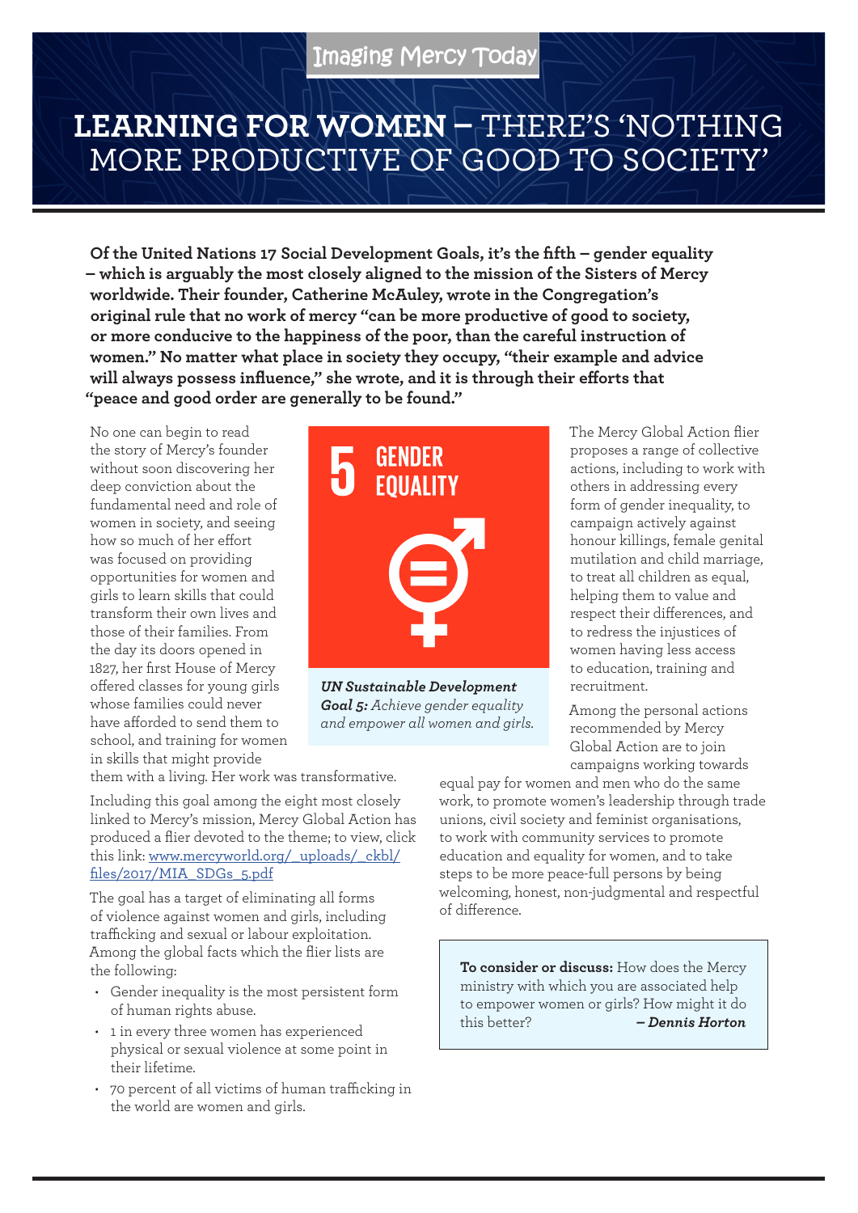Imaging Mercy Today

# LEARNING FOR WOMEN – THERE'S 'NOTHING MORE PRODUCTIVE OF GOOD TO SOCIETY'

**Of the United Nations 17 Social Development Goals, it's the fifth – gender equality – which is arguably the most closely aligned to the mission of the Sisters of Mercy worldwide. Their founder, Catherine McAuley, wrote in the Congregation's original rule that no work of mercy "can be more productive of good to society, or more conducive to the happiness of the poor, than the careful instruction of women." No matter what place in society they occupy, "their example and advice will always possess influence," she wrote, and it is through their efforts that "peace and good order are generally to be found."**

No one can begin to read the story of Mercy's founder without soon discovering her deep conviction about the fundamental need and role of women in society, and seeing how so much of her effort was focused on providing opportunities for women and girls to learn skills that could transform their own lives and those of their families. From the day its doors opened in 1827, her first House of Mercy offered classes for young girls whose families could never have afforded to send them to school, and training for women in skills that might provide them with a living. Her work was transformative.

5 GENDER EQUALITY

***UN Sustainable Development Goal 5:*** *Achieve gender equality and empower all women and girls.*

Including this goal among the eight most closely linked to Mercy's mission, Mercy Global Action has produced a flier devoted to the theme; to view, click this link: [www.mercyworld.org/_uploads/_ckbl/files/2017/MIA_SDGs_5.pdf](www.mercyworld.org/_uploads/_ckbl/files/2017/MIA_SDGs_5.pdf)

The goal has a target of eliminating all forms of violence against women and girls, including trafficking and sexual or labour exploitation. Among the global facts which the flier lists are the following:

- Gender inequality is the most persistent form of human rights abuse.
- 1 in every three women has experienced physical or sexual violence at some point in their lifetime.
- 70 percent of all victims of human trafficking in the world are women and girls.

The Mercy Global Action flier proposes a range of collective actions, including to work with others in addressing every form of gender inequality, to campaign actively against honour killings, female genital mutilation and child marriage, to treat all children as equal, helping them to value and respect their differences, and to redress the injustices of women having less access to education, training and recruitment.

Among the personal actions recommended by Mercy Global Action are to join campaigns working towards equal pay for women and men who do the same work, to promote women's leadership through trade unions, civil society and feminist organisations, to work with community services to promote education and equality for women, and to take steps to be more peace-full persons by being welcoming, honest, non-judgmental and respectful of difference.

**To consider or discuss:** How does the Mercy ministry with which you are associated help to empower women or girls? How might it do this better? ***– Dennis Horton***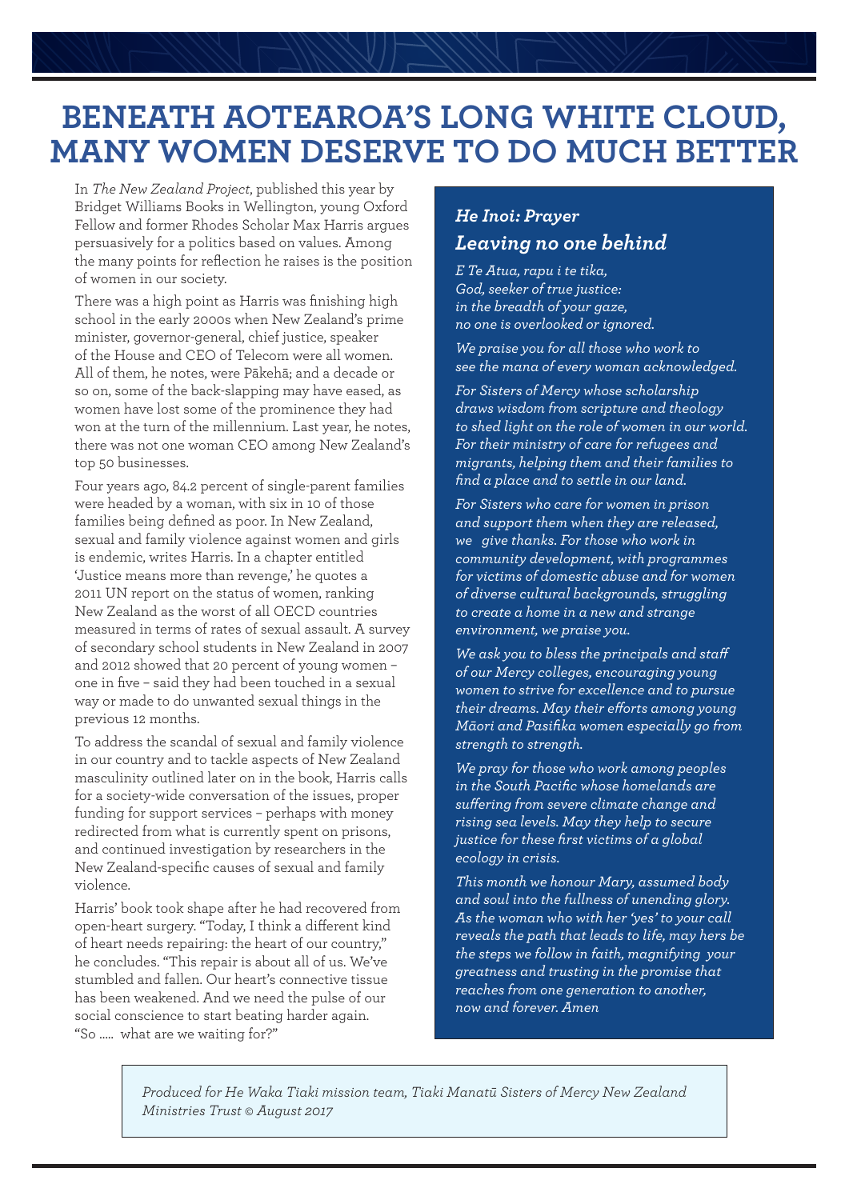# BENEATH AOTEAROA'S LONG WHITE CLOUD, MANY WOMEN DESERVE TO DO MUCH BETTER

In *The New Zealand Project*, published this year by Bridget Williams Books in Wellington, young Oxford Fellow and former Rhodes Scholar Max Harris argues persuasively for a politics based on values. Among the many points for reflection he raises is the position of women in our society.

There was a high point as Harris was finishing high school in the early 2000s when New Zealand's prime minister, governor-general, chief justice, speaker of the House and CEO of Telecom were all women. All of them, he notes, were Pākehā; and a decade or so on, some of the back-slapping may have eased, as women have lost some of the prominence they had won at the turn of the millennium. Last year, he notes, there was not one woman CEO among New Zealand's top 50 businesses.

Four years ago, 84.2 percent of single-parent families were headed by a woman, with six in 10 of those families being defined as poor. In New Zealand, sexual and family violence against women and girls is endemic, writes Harris. In a chapter entitled 'Justice means more than revenge,' he quotes a 2011 UN report on the status of women, ranking New Zealand as the worst of all OECD countries measured in terms of rates of sexual assault. A survey of secondary school students in New Zealand in 2007 and 2012 showed that 20 percent of young women – one in five – said they had been touched in a sexual way or made to do unwanted sexual things in the previous 12 months.

To address the scandal of sexual and family violence in our country and to tackle aspects of New Zealand masculinity outlined later on in the book, Harris calls for a society-wide conversation of the issues, proper funding for support services – perhaps with money redirected from what is currently spent on prisons, and continued investigation by researchers in the New Zealand-specific causes of sexual and family violence.

Harris' book took shape after he had recovered from open-heart surgery. "Today, I think a different kind of heart needs repairing: the heart of our country," he concludes. "This repair is about all of us. We've stumbled and fallen. Our heart's connective tissue has been weakened. And we need the pulse of our social conscience to start beating harder again. "So ..... what are we waiting for?"

### *He Inoi: Prayer*

### *Leaving no one behind*

*E Te Atua, rapu i te tika,*
*God, seeker of true justice:*
*in the breadth of your gaze,*
*no one is overlooked or ignored.*

*We praise you for all those who work to see the mana of every woman acknowledged.*

*For Sisters of Mercy whose scholarship draws wisdom from scripture and theology to shed light on the role of women in our world. For their ministry of care for refugees and migrants, helping them and their families to find a place and to settle in our land.*

*For Sisters who care for women in prison and support them when they are released, we give thanks. For those who work in community development, with programmes for victims of domestic abuse and for women of diverse cultural backgrounds, struggling to create a home in a new and strange environment, we praise you.*

*We ask you to bless the principals and staff of our Mercy colleges, encouraging young women to strive for excellence and to pursue their dreams. May their efforts among young Māori and Pasifika women especially go from strength to strength.*

*We pray for those who work among peoples in the South Pacific whose homelands are suffering from severe climate change and rising sea levels. May they help to secure justice for these first victims of a global ecology in crisis.*

*This month we honour Mary, assumed body and soul into the fullness of unending glory. As the woman who with her 'yes' to your call reveals the path that leads to life, may hers be the steps we follow in faith, magnifying your greatness and trusting in the promise that reaches from one generation to another, now and forever. Amen*

*Produced for He Waka Tiaki mission team, Tiaki Manatū Sisters of Mercy New Zealand Ministries Trust © August 2017*